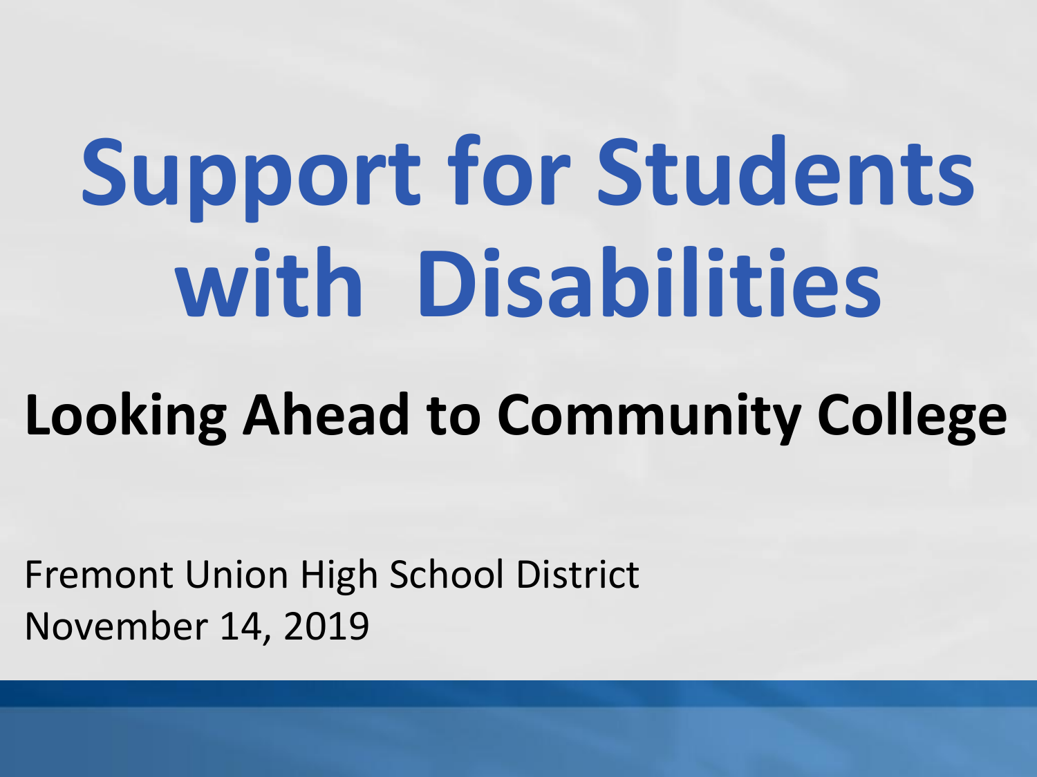# Support for Students with Disabilities

## Looking Ahead to Community College

Fremont Union High School District
November 14, 2019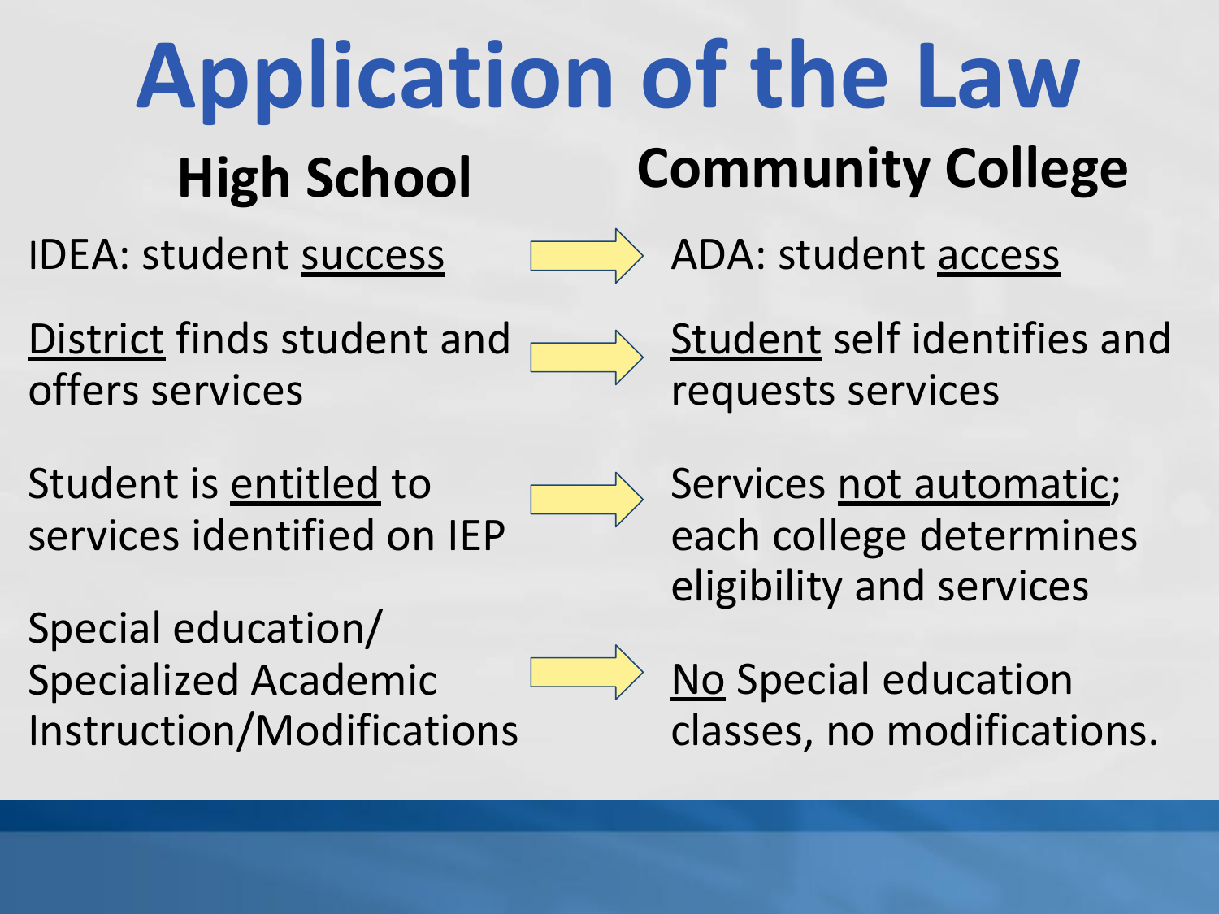# Application of the Law

| High School | | Community College |
|---|---|---|
| IDEA: student <u>success</u> | → | ADA: student <u>access</u> |
| <u>District</u> finds student and offers services | → | <u>Student</u> self identifies and requests services |
| Student is <u>entitled</u> to services identified on IEP | → | Services <u>not automatic</u>; each college determines eligibility and services |
| Special education/ Specialized Academic Instruction/Modifications | → | <u>No</u> Special education classes, no modifications. |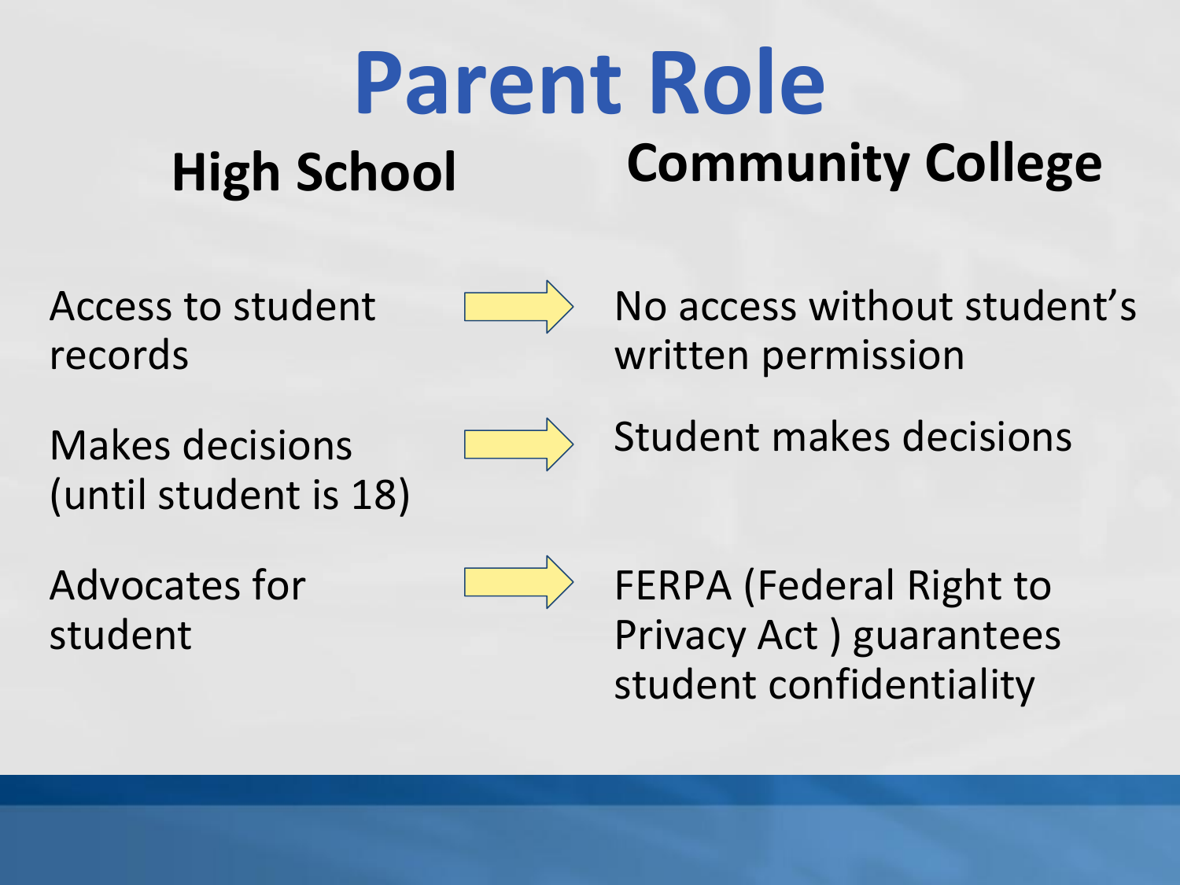# Parent Role

| High School | | Community College |
|---|---|---|
| Access to student records | → | No access without student's written permission |
| Makes decisions (until student is 18) | → | Student makes decisions |
| Advocates for student | → | FERPA (Federal Right to Privacy Act ) guarantees student confidentiality |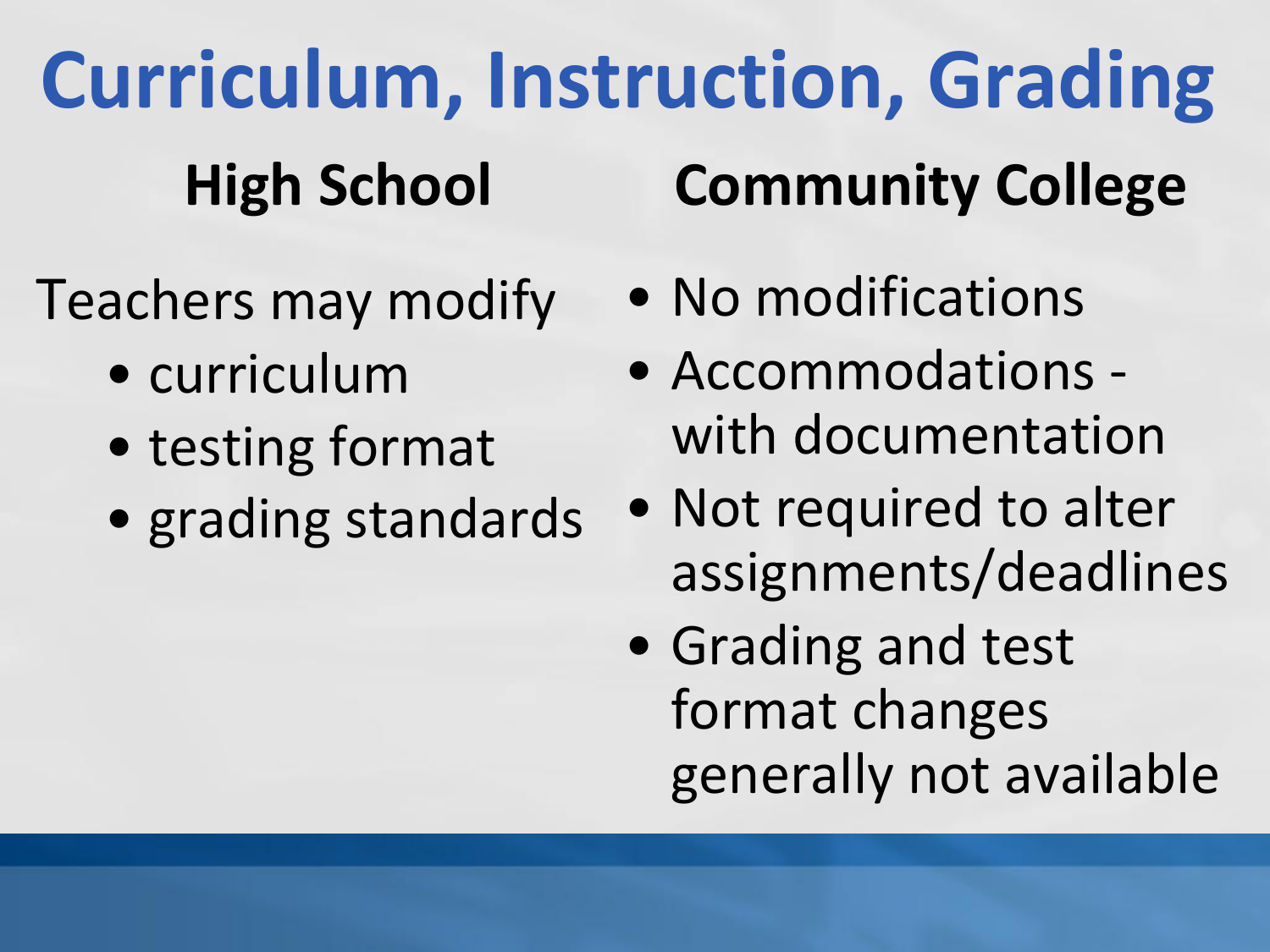# Curriculum, Instruction, Grading

## High School

Teachers may modify

- curriculum
- testing format
- grading standards

## Community College

- No modifications
- Accommodations - with documentation
- Not required to alter assignments/deadlines
- Grading and test format changes generally not available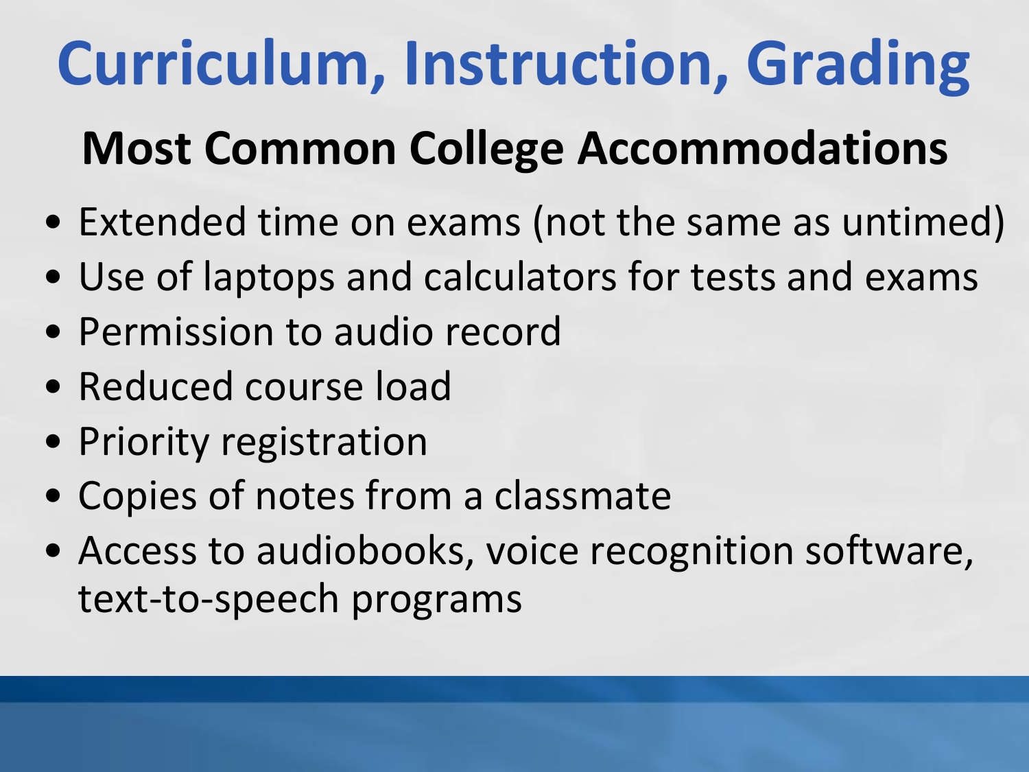# Curriculum, Instruction, Grading

## Most Common College Accommodations

- Extended time on exams (not the same as untimed)
- Use of laptops and calculators for tests and exams
- Permission to audio record
- Reduced course load
- Priority registration
- Copies of notes from a classmate
- Access to audiobooks, voice recognition software, text-to-speech programs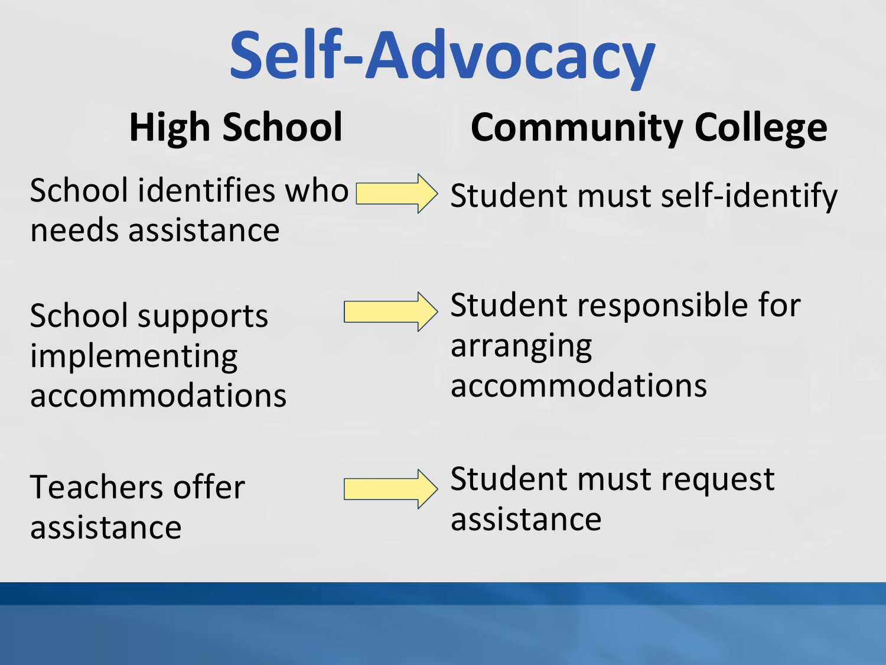# Self-Advocacy

| High School | | Community College |
| --- | --- | --- |
| School identifies who needs assistance | → | Student must self-identify |
| School supports implementing accommodations | → | Student responsible for arranging accommodations |
| Teachers offer assistance | → | Student must request assistance |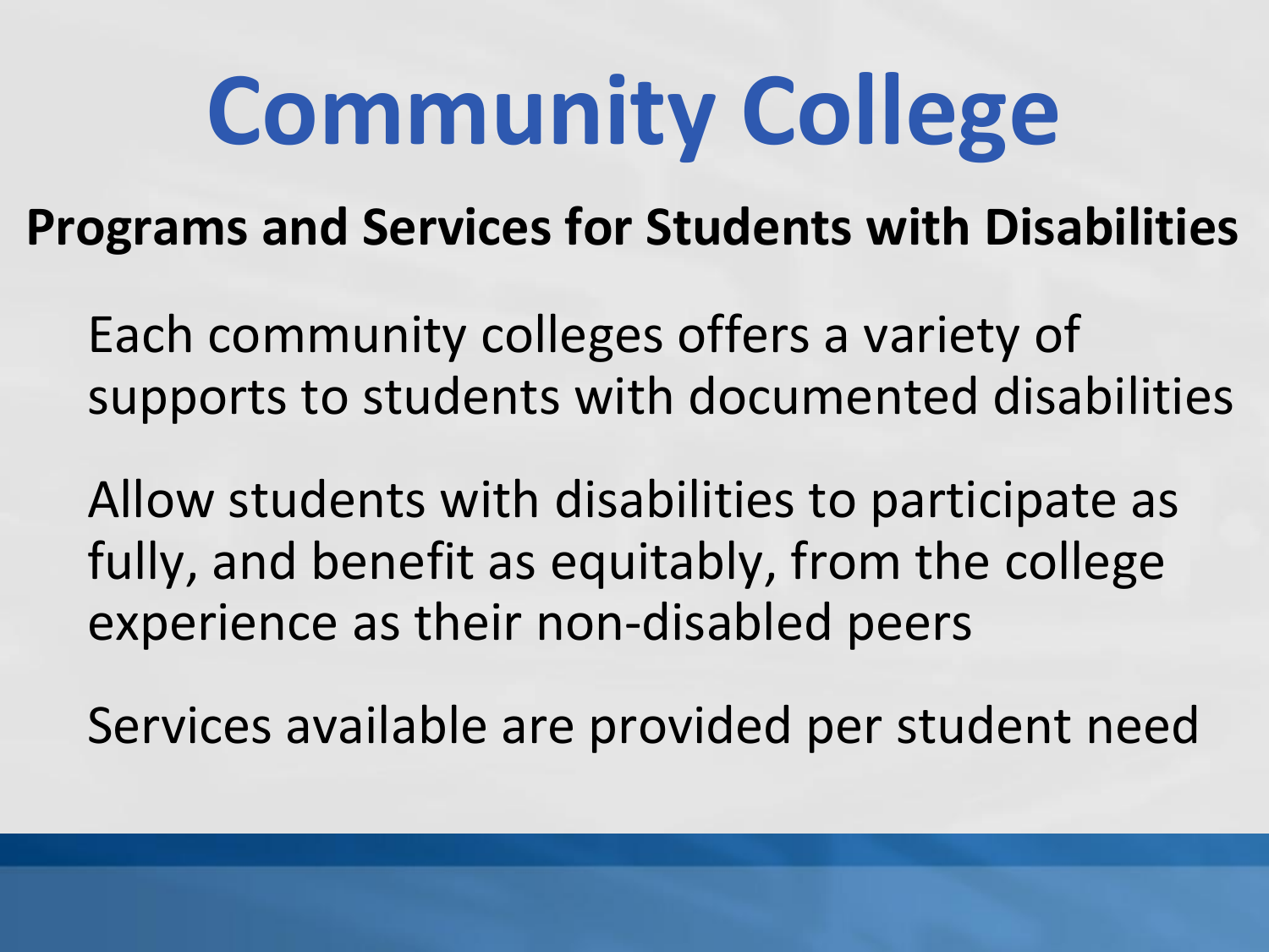# Community College

**Programs and Services for Students with Disabilities**

Each community colleges offers a variety of supports to students with documented disabilities

Allow students with disabilities to participate as fully, and benefit as equitably, from the college experience as their non-disabled peers

Services available are provided per student need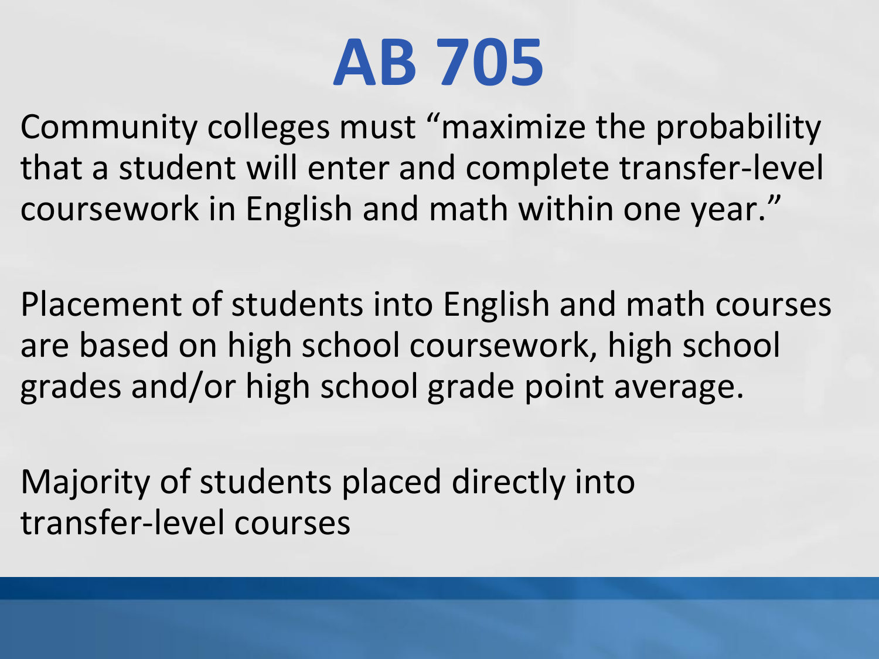# AB 705

Community colleges must “maximize the probability that a student will enter and complete transfer-level coursework in English and math within one year.”

Placement of students into English and math courses are based on high school coursework, high school grades and/or high school grade point average.

Majority of students placed directly into transfer-level courses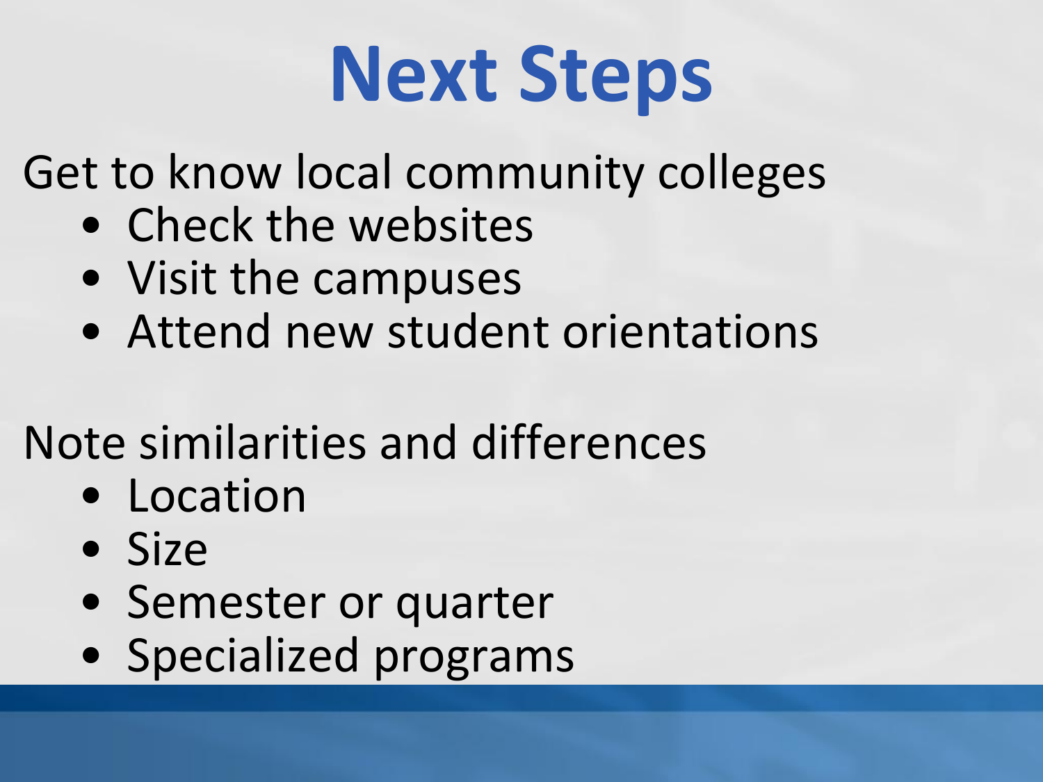# Next Steps

Get to know local community colleges

- Check the websites
- Visit the campuses
- Attend new student orientations

Note similarities and differences

- Location
- Size
- Semester or quarter
- Specialized programs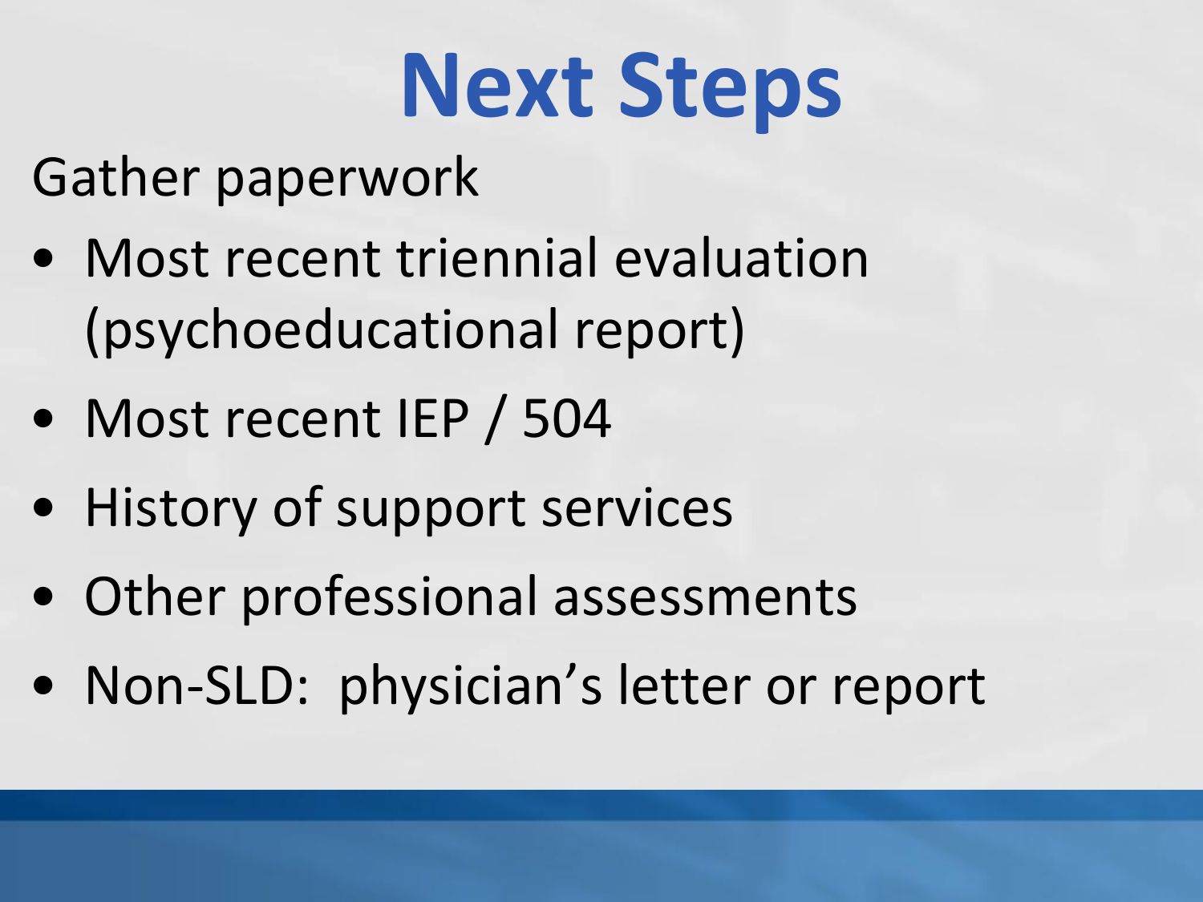# Next Steps

Gather paperwork

- Most recent triennial evaluation (psychoeducational report)
- Most recent IEP / 504
- History of support services
- Other professional assessments
- Non-SLD: physician's letter or report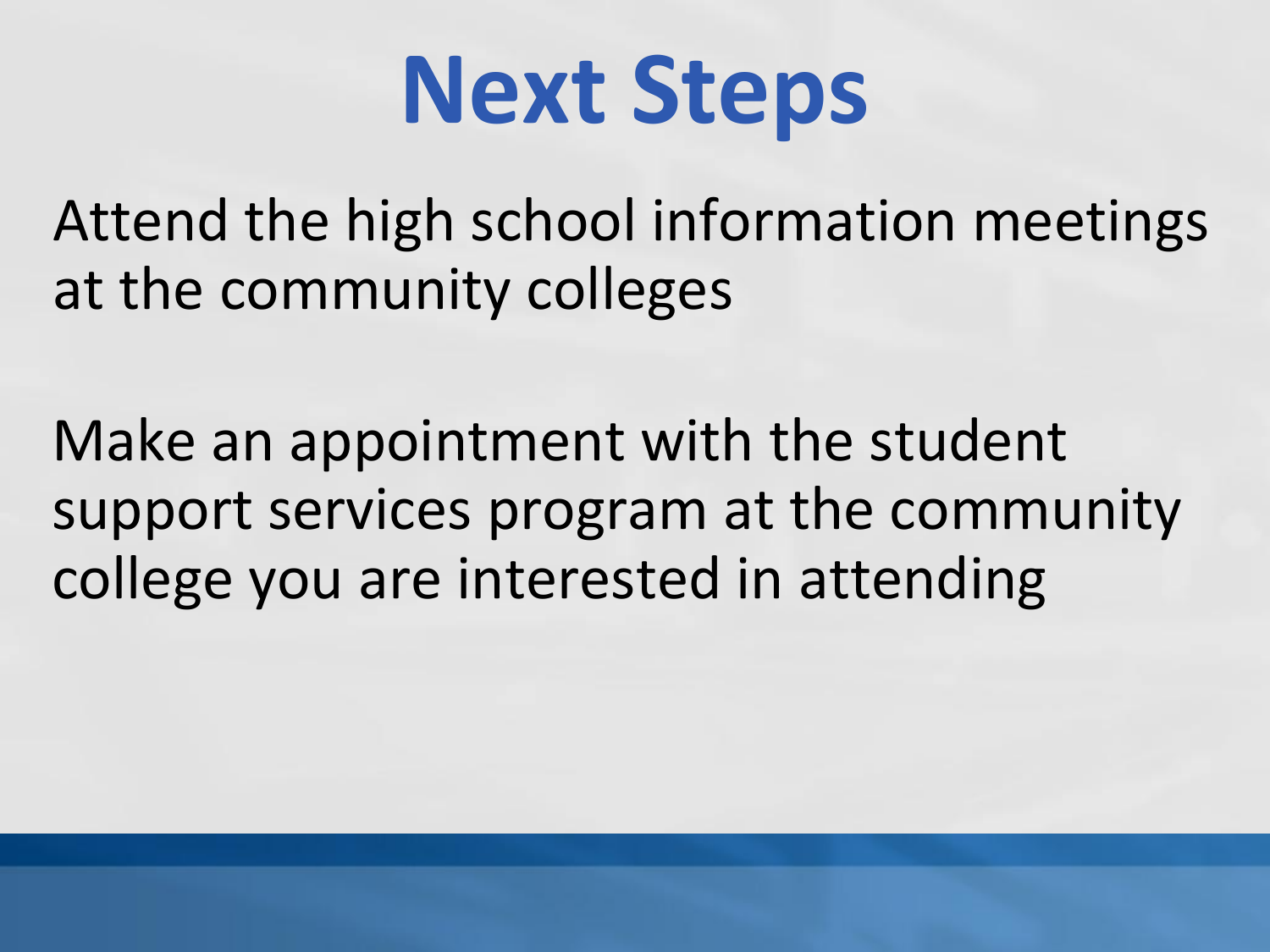# Next Steps

Attend the high school information meetings at the community colleges

Make an appointment with the student support services program at the community college you are interested in attending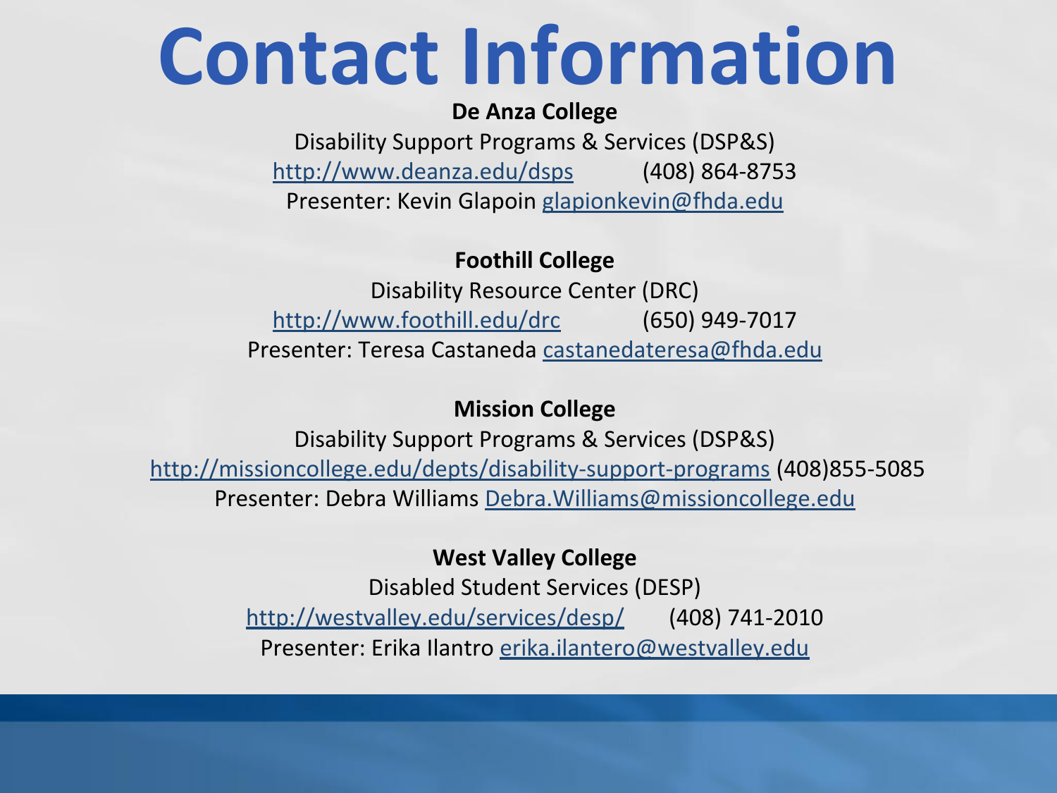# Contact Information

**De Anza College**

Disability Support Programs & Services (DSP&S)

http://www.deanza.edu/dsps (408) 864-8753

Presenter: Kevin Glapoin glapionkevin@fhda.edu

**Foothill College**

Disability Resource Center (DRC)

http://www.foothill.edu/drc (650) 949-7017

Presenter: Teresa Castaneda castanedateresa@fhda.edu

**Mission College**

Disability Support Programs & Services (DSP&S)

http://missioncollege.edu/depts/disability-support-programs (408)855-5085

Presenter: Debra Williams Debra.Williams@missioncollege.edu

**West Valley College**

Disabled Student Services (DESP)

http://westvalley.edu/services/desp/ (408) 741-2010

Presenter: Erika Ilantro erika.ilantero@westvalley.edu